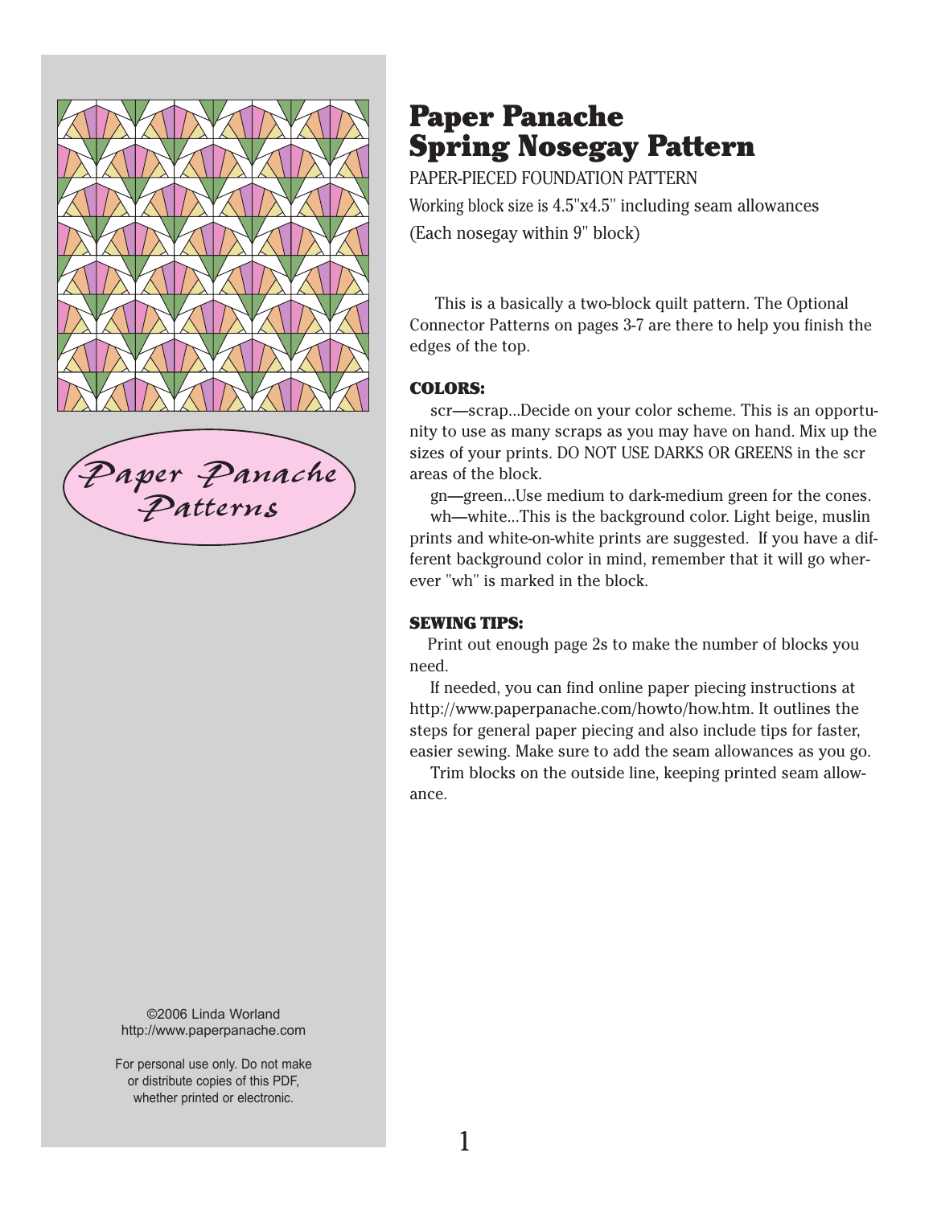Paper Panache Patterns

©2006 Linda Worland
http://www.paperpanache.com

For personal use only. Do not make or distribute copies of this PDF, whether printed or electronic.

# Paper Panache Spring Nosegay Pattern

PAPER-PIECED FOUNDATION PATTERN

Working block size is 4.5"x4.5" including seam allowances

(Each nosegay within 9" block)

This is a basically a two-block quilt pattern. The Optional Connector Patterns on pages 3-7 are there to help you finish the edges of the top.

### COLORS:

scr—scrap...Decide on your color scheme. This is an opportunity to use as many scraps as you may have on hand. Mix up the sizes of your prints. DO NOT USE DARKS OR GREENS in the scr areas of the block.

gn—green...Use medium to dark-medium green for the cones.

wh—white...This is the background color. Light beige, muslin prints and white-on-white prints are suggested. If you have a different background color in mind, remember that it will go wherever "wh" is marked in the block.

### SEWING TIPS:

Print out enough page 2s to make the number of blocks you need.

If needed, you can find online paper piecing instructions at http://www.paperpanache.com/howto/how.htm. It outlines the steps for general paper piecing and also include tips for faster, easier sewing. Make sure to add the seam allowances as you go.

Trim blocks on the outside line, keeping printed seam allowance.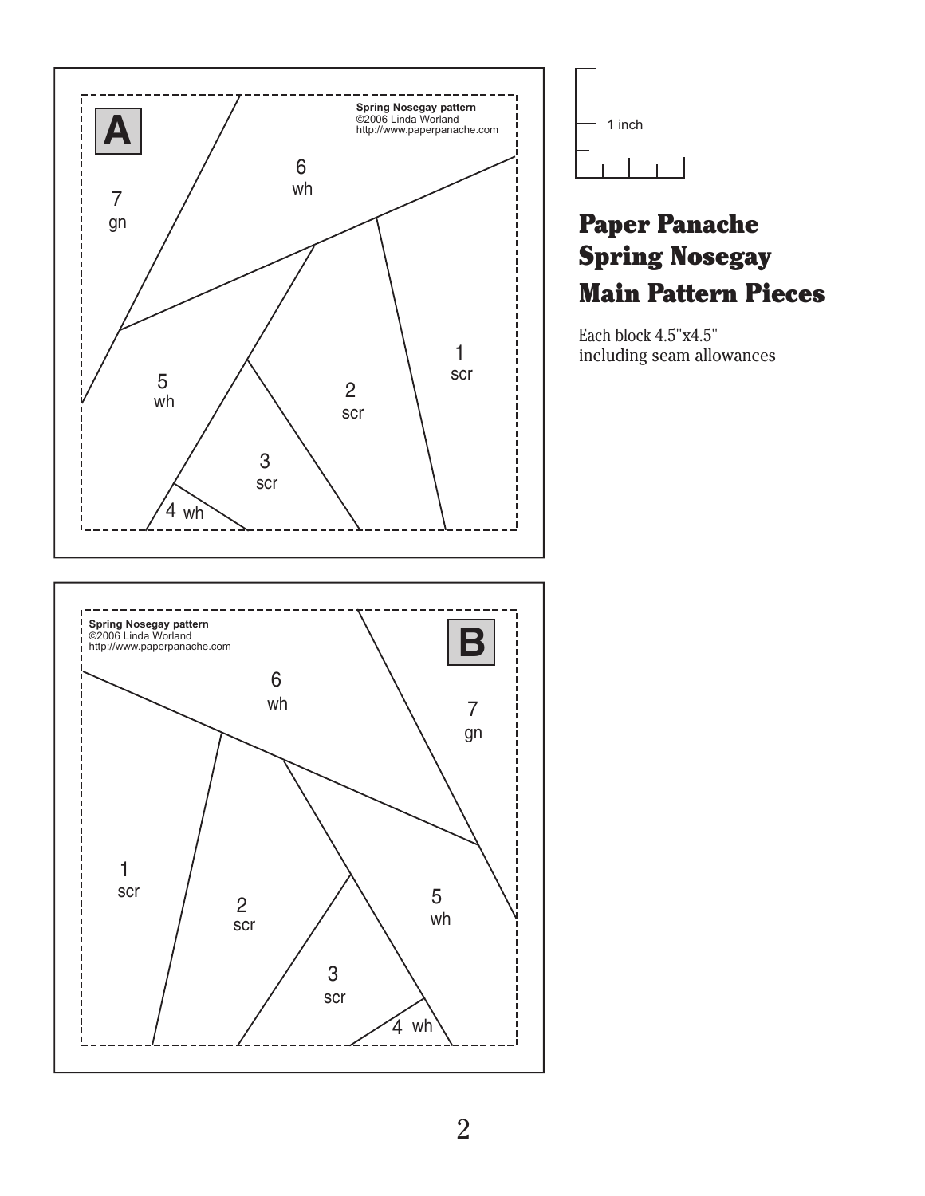# Paper Panache Spring Nosegay Main Pattern Pieces

Each block 4.5"x4.5" including seam allowances

1 inch

**A**

Spring Nosegay pattern
©2006 Linda Worland
http://www.paperpanache.com

7 gn

6 wh

5 wh

4 wh

3 scr

2 scr

1 scr

**B**

Spring Nosegay pattern
©2006 Linda Worland
http://www.paperpanache.com

6 wh

7 gn

1 scr

2 scr

3 scr

4 wh

5 wh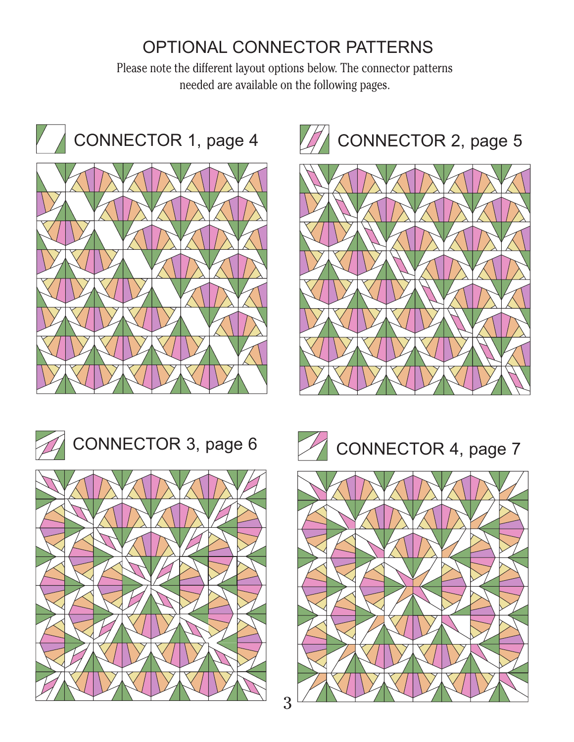# OPTIONAL CONNECTOR PATTERNS

Please note the different layout options below. The connector patterns needed are available on the following pages.

## CONNECTOR 1, page 4

## CONNECTOR 2, page 5

## CONNECTOR 3, page 6

## CONNECTOR 4, page 7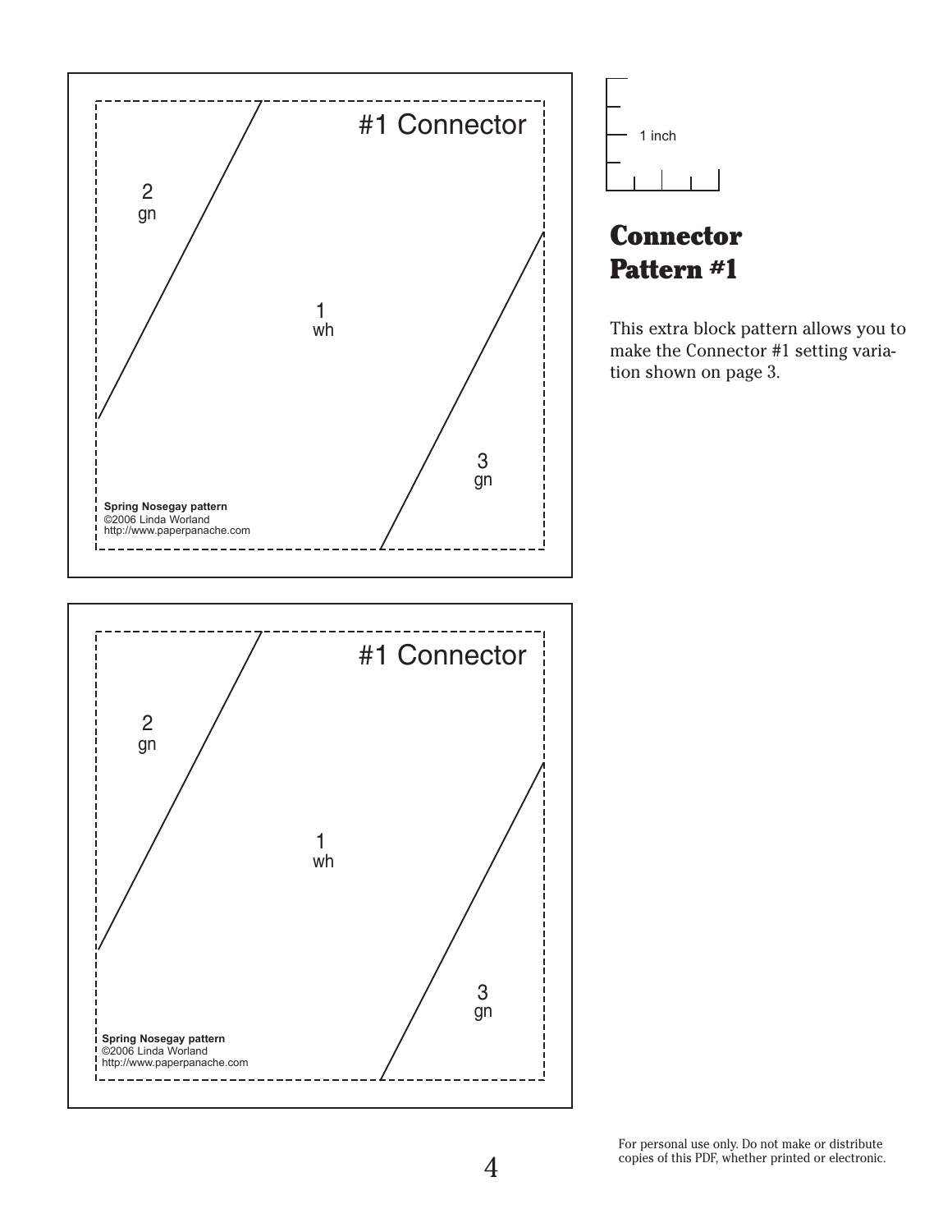#1 Connector

2
gn

1
wh

3
gn

**Spring Nosegay pattern**
©2006 Linda Worland
http://www.paperpanache.com

#1 Connector

2
gn

1
wh

3
gn

**Spring Nosegay pattern**
©2006 Linda Worland
http://www.paperpanache.com

1 inch

## Connector Pattern #1

This extra block pattern allows you to make the Connector #1 setting variation shown on page 3.

For personal use only. Do not make or distribute copies of this PDF, whether printed or electronic.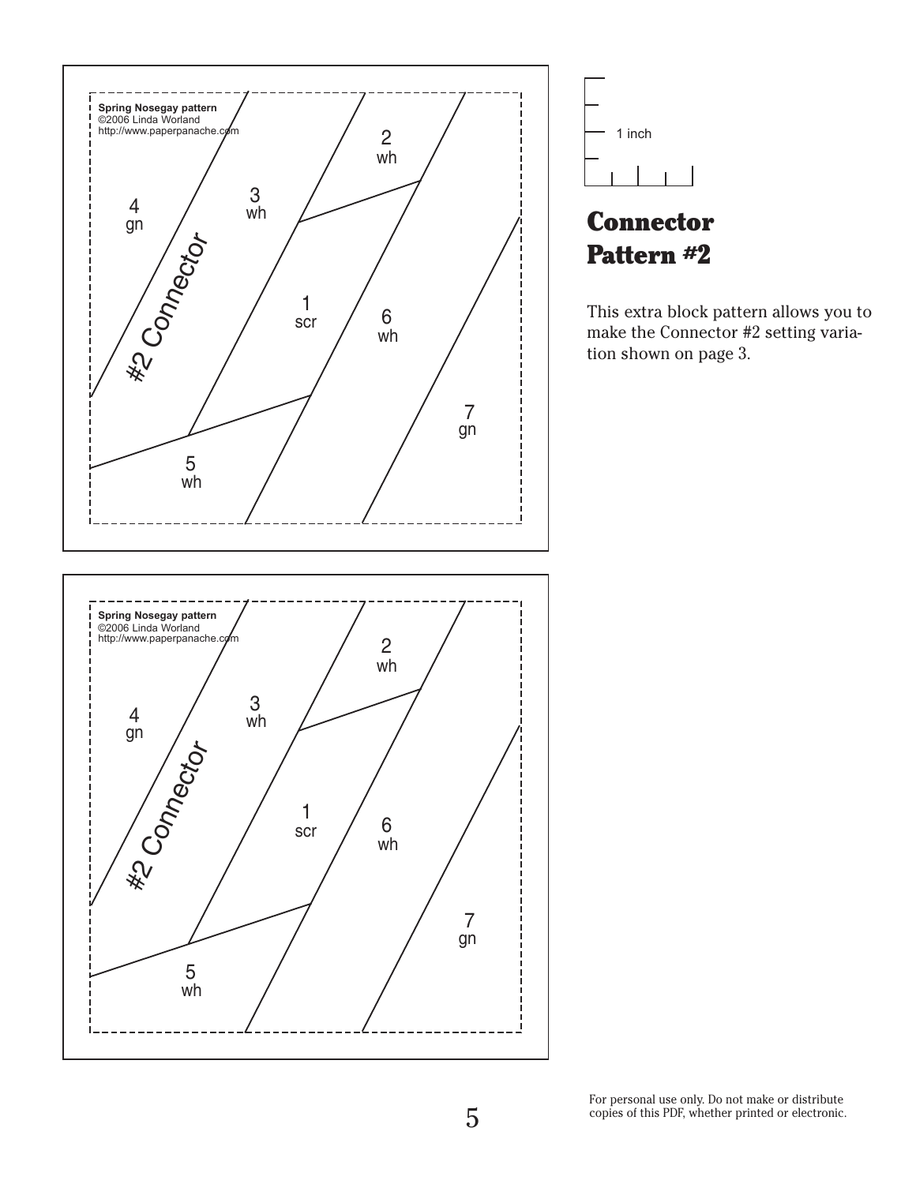Spring Nosegay pattern
©2006 Linda Worland
http://www.paperpanache.com

#2 Connector

1 scr
2 wh
3 wh
4 gn
5 wh
6 wh
7 gn

1 inch

## Connector Pattern #2

This extra block pattern allows you to make the Connector #2 setting variation shown on page 3.

Spring Nosegay pattern
©2006 Linda Worland
http://www.paperpanache.com

#2 Connector

1 scr
2 wh
3 wh
4 gn
5 wh
6 wh
7 gn

For personal use only. Do not make or distribute copies of this PDF, whether printed or electronic.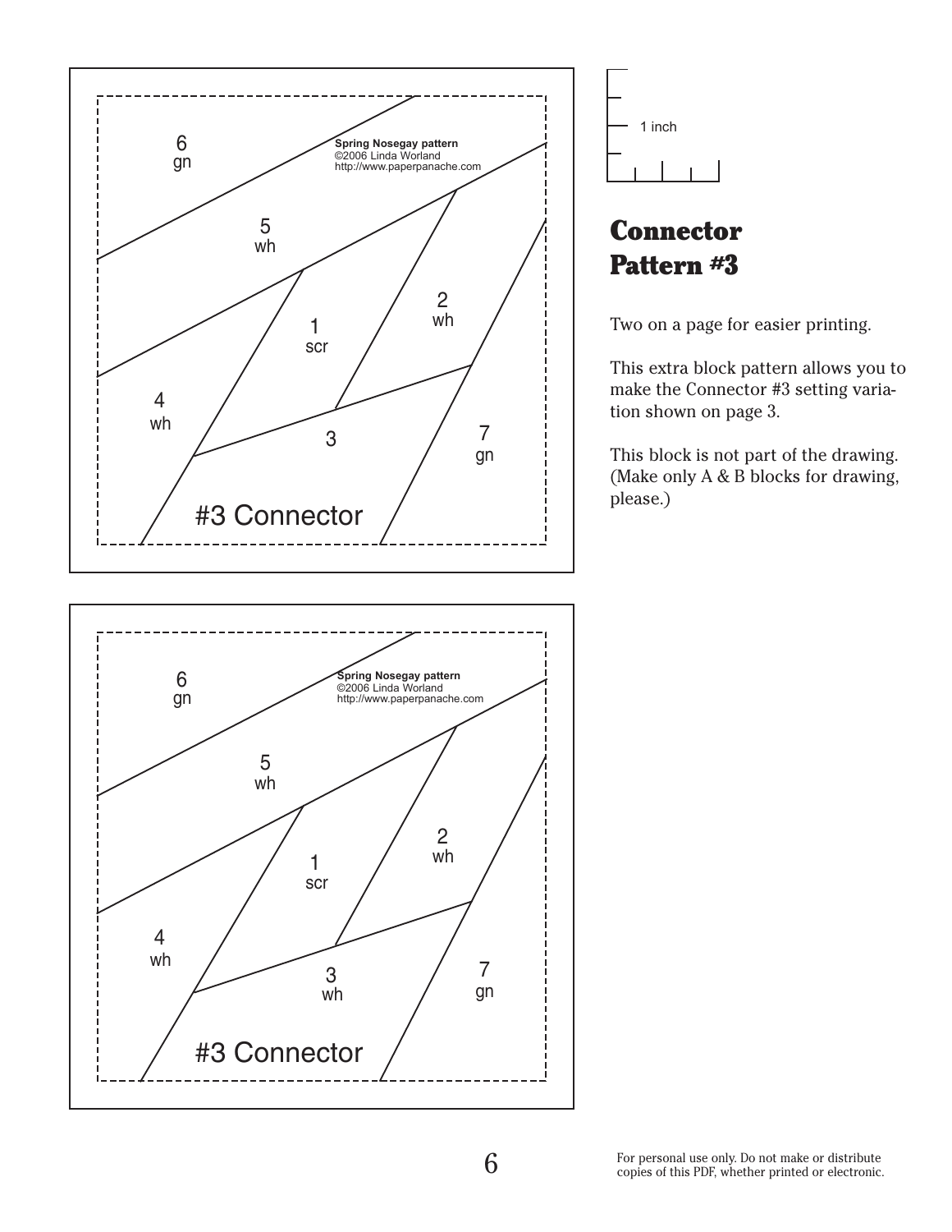6
gn

Spring Nosegay pattern
©2006 Linda Worland
http://www.paperpanache.com

5
wh

1
scr

2
wh

4
wh

3

7
gn

#3 Connector

6
gn

Spring Nosegay pattern
©2006 Linda Worland
http://www.paperpanache.com

5
wh

1
scr

2
wh

4
wh

3
wh

7
gn

#3 Connector

1 inch

# Connector Pattern #3

Two on a page for easier printing.

This extra block pattern allows you to make the Connector #3 setting variation shown on page 3.

This block is not part of the drawing. (Make only A & B blocks for drawing, please.)

For personal use only. Do not make or distribute copies of this PDF, whether printed or electronic.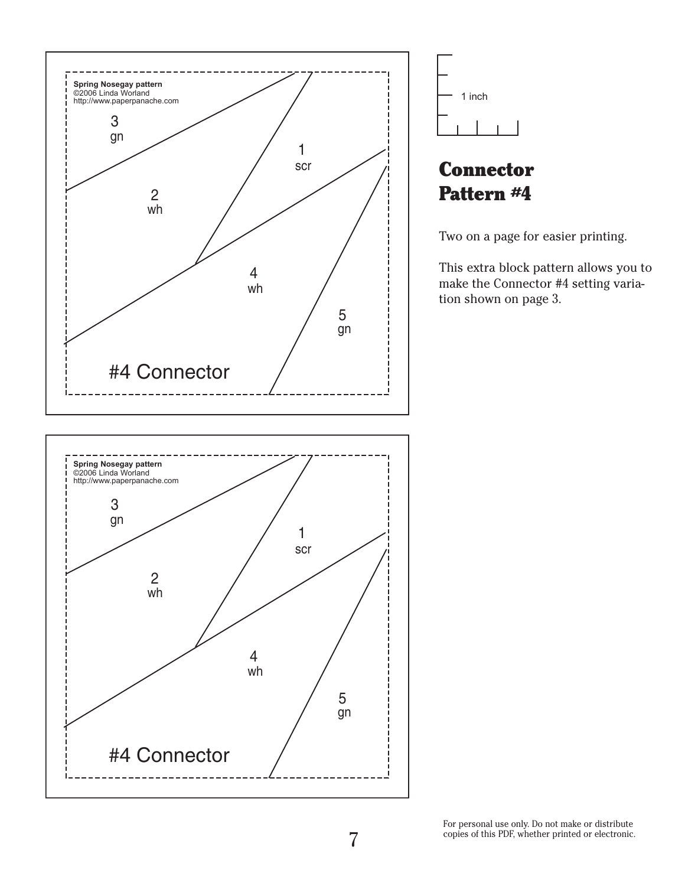Spring Nosegay pattern
©2006 Linda Worland
http://www.paperpanache.com

3
gn

1
scr

2
wh

4
wh

5
gn

#4 Connector

Spring Nosegay pattern
©2006 Linda Worland
http://www.paperpanache.com

3
gn

1
scr

2
wh

4
wh

5
gn

#4 Connector

1 inch

# Connector Pattern #4

Two on a page for easier printing.

This extra block pattern allows you to make the Connector #4 setting variation shown on page 3.

For personal use only. Do not make or distribute copies of this PDF, whether printed or electronic.